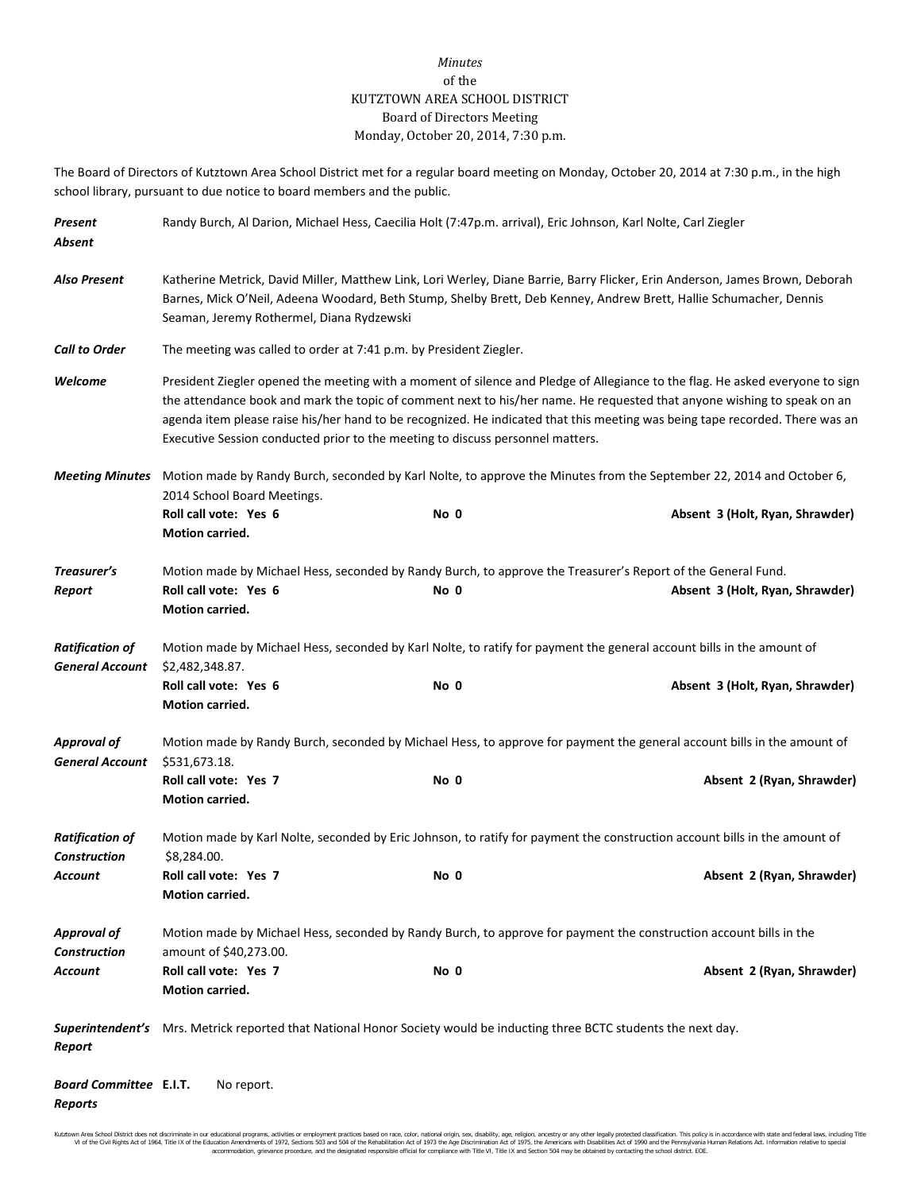*Minutes*
of the
KUTZTOWN AREA SCHOOL DISTRICT
Board of Directors Meeting
Monday, October 20, 2014, 7:30 p.m.

The Board of Directors of Kutztown Area School District met for a regular board meeting on Monday, October 20, 2014 at 7:30 p.m., in the high school library, pursuant to due notice to board members and the public.

***Present*** Randy Burch, Al Darion, Michael Hess, Caecilia Holt (7:47p.m. arrival), Eric Johnson, Karl Nolte, Carl Ziegler

***Absent***

***Also Present*** Katherine Metrick, David Miller, Matthew Link, Lori Werley, Diane Barrie, Barry Flicker, Erin Anderson, James Brown, Deborah Barnes, Mick O'Neil, Adeena Woodard, Beth Stump, Shelby Brett, Deb Kenney, Andrew Brett, Hallie Schumacher, Dennis Seaman, Jeremy Rothermel, Diana Rydzewski

***Call to Order*** The meeting was called to order at 7:41 p.m. by President Ziegler.

***Welcome*** President Ziegler opened the meeting with a moment of silence and Pledge of Allegiance to the flag. He asked everyone to sign the attendance book and mark the topic of comment next to his/her name. He requested that anyone wishing to speak on an agenda item please raise his/her hand to be recognized. He indicated that this meeting was being tape recorded. There was an Executive Session conducted prior to the meeting to discuss personnel matters.

***Meeting Minutes*** Motion made by Randy Burch, seconded by Karl Nolte, to approve the Minutes from the September 22, 2014 and October 6, 2014 School Board Meetings.
**Roll call vote: Yes 6** **No 0** **Absent 3 (Holt, Ryan, Shrawder)**
**Motion carried.**

***Treasurer's Report*** Motion made by Michael Hess, seconded by Randy Burch, to approve the Treasurer's Report of the General Fund.
**Roll call vote: Yes 6** **No 0** **Absent 3 (Holt, Ryan, Shrawder)**
**Motion carried.**

***Ratification of General Account*** Motion made by Michael Hess, seconded by Karl Nolte, to ratify for payment the general account bills in the amount of $2,482,348.87.
**Roll call vote: Yes 6** **No 0** **Absent 3 (Holt, Ryan, Shrawder)**
**Motion carried.**

***Approval of General Account*** Motion made by Randy Burch, seconded by Michael Hess, to approve for payment the general account bills in the amount of $531,673.18.
**Roll call vote: Yes 7** **No 0** **Absent 2 (Ryan, Shrawder)**
**Motion carried.**

***Ratification of Construction Account*** Motion made by Karl Nolte, seconded by Eric Johnson, to ratify for payment the construction account bills in the amount of $8,284.00.
**Roll call vote: Yes 7** **No 0** **Absent 2 (Ryan, Shrawder)**
**Motion carried.**

***Approval of Construction Account*** Motion made by Michael Hess, seconded by Randy Burch, to approve for payment the construction account bills in the amount of $40,273.00.
**Roll call vote: Yes 7** **No 0** **Absent 2 (Ryan, Shrawder)**
**Motion carried.**

***Superintendent's Report*** Mrs. Metrick reported that National Honor Society would be inducting three BCTC students the next day.

***Board Committee Reports*** **E.I.T.** No report.

Kutztown Area School District does not discriminate in our educational programs, activities or employment practices based on race, color, national origin, sex, disability, age, religion, ancestry or any other legally protected classification. This policy is in accordance with state and federal laws, including Title VI of the Civil Rights Act of 1964, Title IX of the Education Amendments of 1972, Sections 503 and 504 of the Rehabilitation Act of 1973 the Age Discrimination Act of 1975, the Americans with Disabilities Act of 1990 and the Pennsylvania Human Relations Act. Information relative to special accommodation, grievance procedure, and the designated responsible official for compliance with Title VI, Title IX and Section 504 may be obtained by contacting the school district. EOE.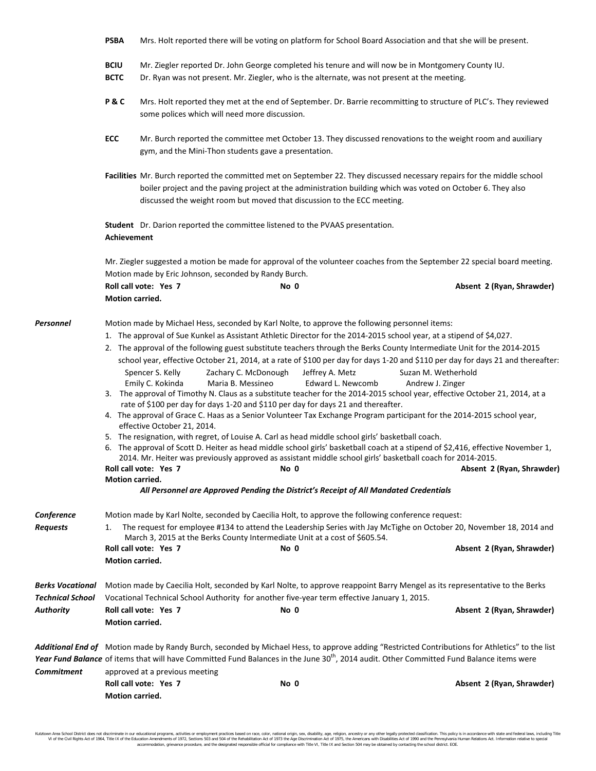**PSBA** Mrs. Holt reported there will be voting on platform for School Board Association and that she will be present.

**BCIU** Mr. Ziegler reported Dr. John George completed his tenure and will now be in Montgomery County IU.

**BCTC** Dr. Ryan was not present. Mr. Ziegler, who is the alternate, was not present at the meeting.

**P & C** Mrs. Holt reported they met at the end of September. Dr. Barrie recommitting to structure of PLC's. They reviewed some polices which will need more discussion.

**ECC** Mr. Burch reported the committee met October 13. They discussed renovations to the weight room and auxiliary gym, and the Mini-Thon students gave a presentation.

**Facilities** Mr. Burch reported the committed met on September 22. They discussed necessary repairs for the middle school boiler project and the paving project at the administration building which was voted on October 6. They also discussed the weight room but moved that discussion to the ECC meeting.

**Student Achievement** Dr. Darion reported the committee listened to the PVAAS presentation.

Mr. Ziegler suggested a motion be made for approval of the volunteer coaches from the September 22 special board meeting. Motion made by Eric Johnson, seconded by Randy Burch.

**Roll call vote: Yes 7** **No 0** **Absent 2 (Ryan, Shrawder)**
**Motion carried.**

***Personnel***

Motion made by Michael Hess, seconded by Karl Nolte, to approve the following personnel items:

1. The approval of Sue Kunkel as Assistant Athletic Director for the 2014-2015 school year, at a stipend of $4,027.
2. The approval of the following guest substitute teachers through the Berks County Intermediate Unit for the 2014-2015 school year, effective October 21, 2014, at a rate of $100 per day for days 1-20 and $110 per day for days 21 and thereafter:

| | | | |
|---|---|---|---|
| Spencer S. Kelly | Zachary C. McDonough | Jeffrey A. Metz | Suzan M. Wetherhold |
| Emily C. Kokinda | Maria B. Messineo | Edward L. Newcomb | Andrew J. Zinger |

3. The approval of Timothy N. Claus as a substitute teacher for the 2014-2015 school year, effective October 21, 2014, at a rate of $100 per day for days 1-20 and $110 per day for days 21 and thereafter.
4. The approval of Grace C. Haas as a Senior Volunteer Tax Exchange Program participant for the 2014-2015 school year, effective October 21, 2014.
5. The resignation, with regret, of Louise A. Carl as head middle school girls' basketball coach.
6. The approval of Scott D. Heiter as head middle school girls' basketball coach at a stipend of $2,416, effective November 1, 2014. Mr. Heiter was previously approved as assistant middle school girls' basketball coach for 2014-2015.

**Roll call vote: Yes 7** **No 0** **Absent 2 (Ryan, Shrawder)**
**Motion carried.**

***All Personnel are Approved Pending the District's Receipt of All Mandated Credentials***

***Conference Requests***

Motion made by Karl Nolte, seconded by Caecilia Holt, to approve the following conference request:

1. The request for employee #134 to attend the Leadership Series with Jay McTighe on October 20, November 18, 2014 and March 3, 2015 at the Berks County Intermediate Unit at a cost of $605.54.

**Roll call vote: Yes 7** **No 0** **Absent 2 (Ryan, Shrawder)**
**Motion carried.**

***Berks Vocational Technical School Authority***

Motion made by Caecilia Holt, seconded by Karl Nolte, to approve reappoint Barry Mengel as its representative to the Berks Vocational Technical School Authority for another five-year term effective January 1, 2015.

**Roll call vote: Yes 7** **No 0** **Absent 2 (Ryan, Shrawder)**
**Motion carried.**

***Additional End of Year Fund Balance Commitment***

Motion made by Randy Burch, seconded by Michael Hess, to approve adding "Restricted Contributions for Athletics" to the list of items that will have Committed Fund Balances in the June 30th, 2014 audit. Other Committed Fund Balance items were approved at a previous meeting

**Roll call vote: Yes 7** **No 0** **Absent 2 (Ryan, Shrawder)**
**Motion carried.**

Kutztown Area School District does not discriminate in our educational programs, activities or employment practices based on race, color, national origin, sex, disability, age, religion, ancestry or any other legally protected classification. This policy is in accordance with state and federal laws, including Title VI of the Civil Rights Act of 1964, Title IX of the Education Amendments of 1972, Sections 503 and 504 of the Rehabilitation Act of 1973 the Age Discrimination Act of 1975, the Americans with Disabilities Act of 1990 and the Pennsylvania Human Relations Act. Information relative to special accommodation, grievance procedure, and the designated responsible official for compliance with Title VI, Title IX and Section 504 may be obtained by contacting the school district. EOE.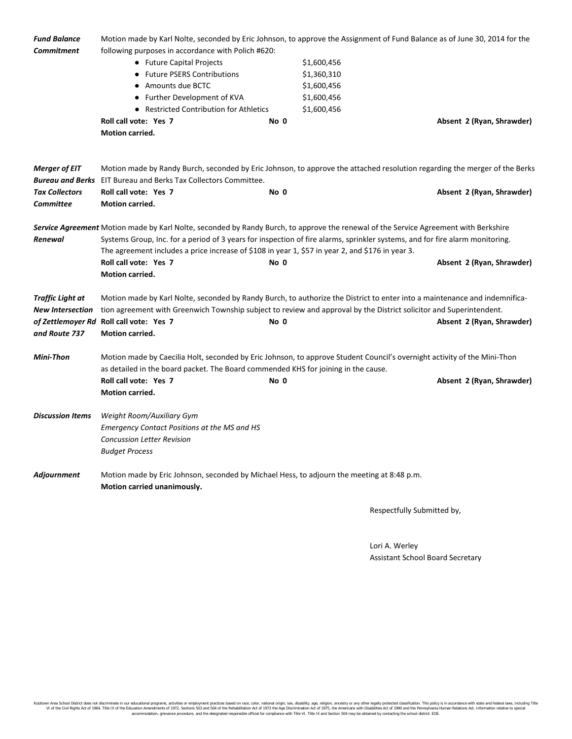***Fund Balance Commitment***

Motion made by Karl Nolte, seconded by Eric Johnson, to approve the Assignment of Fund Balance as of June 30, 2014 for the following purposes in accordance with Polich #620:

- Future Capital Projects $1,600,456
- Future PSERS Contributions $1,360,310
- Amounts due BCTC $1,600,456
- Further Development of KVA $1,600,456
- Restricted Contribution for Athletics $1,600,456

**Roll call vote: Yes 7** **No 0** **Absent 2 (Ryan, Shrawder)**
**Motion carried.**

***Merger of EIT Bureau and Berks Tax Collectors Committee***

Motion made by Randy Burch, seconded by Eric Johnson, to approve the attached resolution regarding the merger of the Berks EIT Bureau and Berks Tax Collectors Committee.

**Roll call vote: Yes 7** **No 0** **Absent 2 (Ryan, Shrawder)**
**Motion carried.**

***Service Agreement Renewal***

Motion made by Karl Nolte, seconded by Randy Burch, to approve the renewal of the Service Agreement with Berkshire Systems Group, Inc. for a period of 3 years for inspection of fire alarms, sprinkler systems, and for fire alarm monitoring. The agreement includes a price increase of $108 in year 1, $57 in year 2, and $176 in year 3.

**Roll call vote: Yes 7** **No 0** **Absent 2 (Ryan, Shrawder)**
**Motion carried.**

***Traffic Light at New Intersection of Zettlemoyer Rd and Route 737***

Motion made by Karl Nolte, seconded by Randy Burch, to authorize the District to enter into a maintenance and indemnification agreement with Greenwich Township subject to review and approval by the District solicitor and Superintendent.

**Roll call vote: Yes 7** **No 0** **Absent 2 (Ryan, Shrawder)**
**Motion carried.**

***Mini-Thon***

Motion made by Caecilia Holt, seconded by Eric Johnson, to approve Student Council's overnight activity of the Mini-Thon as detailed in the board packet. The Board commended KHS for joining in the cause.

**Roll call vote: Yes 7** **No 0** **Absent 2 (Ryan, Shrawder)**
**Motion carried.**

***Discussion Items***

*Weight Room/Auxiliary Gym*
*Emergency Contact Positions at the MS and HS*
*Concussion Letter Revision*
*Budget Process*

***Adjournment***

Motion made by Eric Johnson, seconded by Michael Hess, to adjourn the meeting at 8:48 p.m.
**Motion carried unanimously.**

Respectfully Submitted by,

Lori A. Werley
Assistant School Board Secretary

Kutztown Area School District does not discriminate in our educational programs, activities or employment practices based on race, color, national origin, sex, disability, age, religion, ancestry or any other legally protected classification. This policy is in accordance with state and federal laws, including Title VI of the Civil Rights Act of 1964, Title IX of the Education Amendments of 1972, Sections 503 and 504 of the Rehabilitation Act of 1973 the Age Discrimination Act of 1975, the Americans with Disabilities Act of 1990 and the Pennsylvania Human Relations Act. Information relative to special accommodation, grievance procedure, and the designated responsible official for compliance with Title VI, Title IX and Section 504 may be obtained by contacting the school district. EOE.